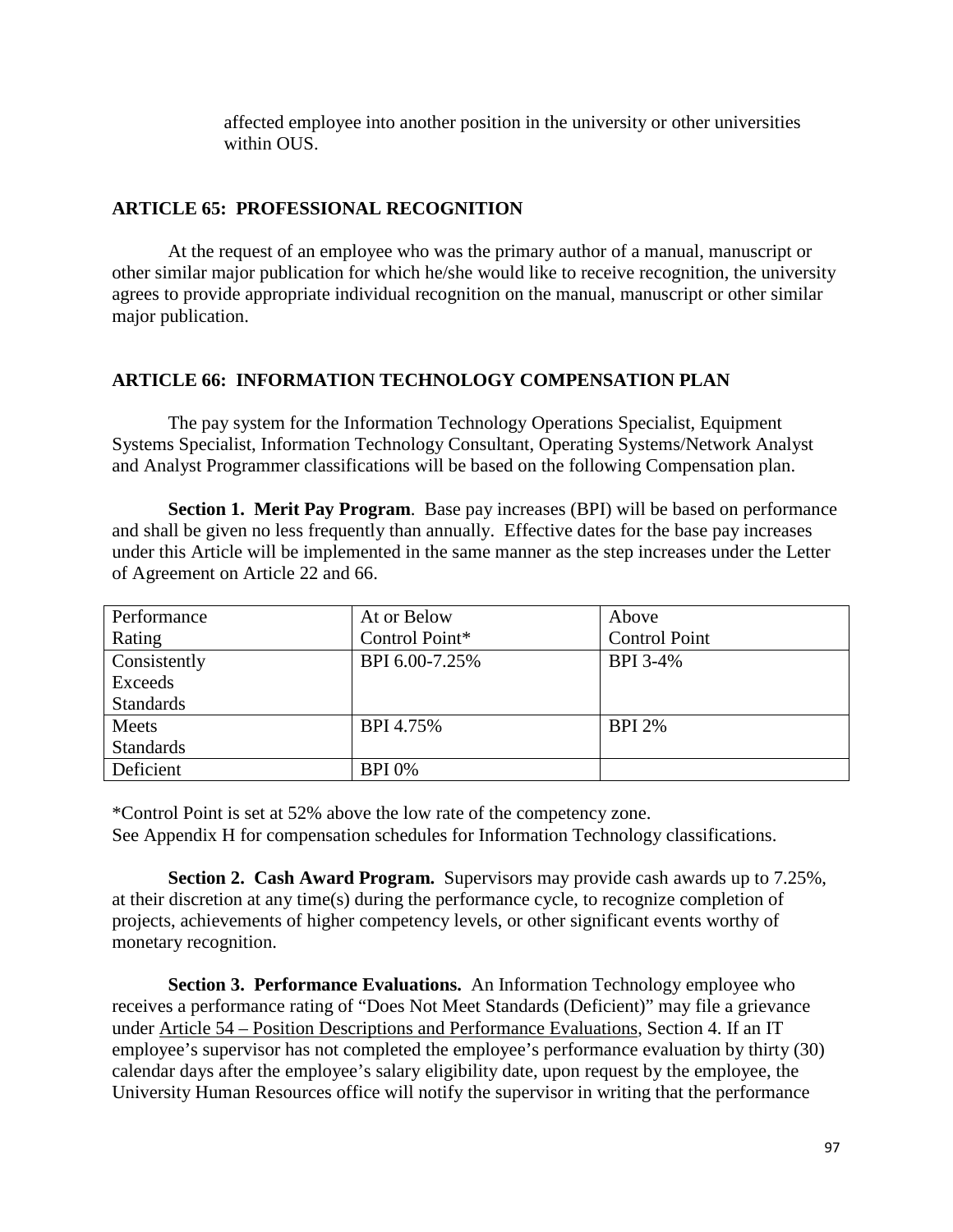affected employee into another position in the university or other universities within OUS.

## ARTICLE 65: PROFESSIONAL RECOGNITION

At the request of an employee who was the primary author of a manual, manuscript or other similar major publication for which he/she would like to receive recognition, the university agrees to provide appropriate individual recognition on the manual, manuscript or other similar major publication.

## ARTICLE 66: INFORMATION TECHNOLOGY COMPENSATION PLAN

The pay system for the Information Technology Operations Specialist, Equipment Systems Specialist, Information Technology Consultant, Operating Systems/Network Analyst and Analyst Programmer classifications will be based on the following Compensation plan.

**Section 1. Merit Pay Program**. Base pay increases (BPI) will be based on performance and shall be given no less frequently than annually. Effective dates for the base pay increases under this Article will be implemented in the same manner as the step increases under the Letter of Agreement on Article 22 and 66.

| Performance Rating | At or Below Control Point* | Above Control Point |
|---|---|---|
| Consistently Exceeds Standards | BPI 6.00-7.25% | BPI 3-4% |
| Meets Standards | BPI 4.75% | BPI 2% |
| Deficient | BPI 0% | |

*Control Point is set at 52% above the low rate of the competency zone.
See Appendix H for compensation schedules for Information Technology classifications.

**Section 2. Cash Award Program.** Supervisors may provide cash awards up to 7.25%, at their discretion at any time(s) during the performance cycle, to recognize completion of projects, achievements of higher competency levels, or other significant events worthy of monetary recognition.

**Section 3. Performance Evaluations.** An Information Technology employee who receives a performance rating of "Does Not Meet Standards (Deficient)" may file a grievance under Article 54 – Position Descriptions and Performance Evaluations, Section 4. If an IT employee's supervisor has not completed the employee's performance evaluation by thirty (30) calendar days after the employee's salary eligibility date, upon request by the employee, the University Human Resources office will notify the supervisor in writing that the performance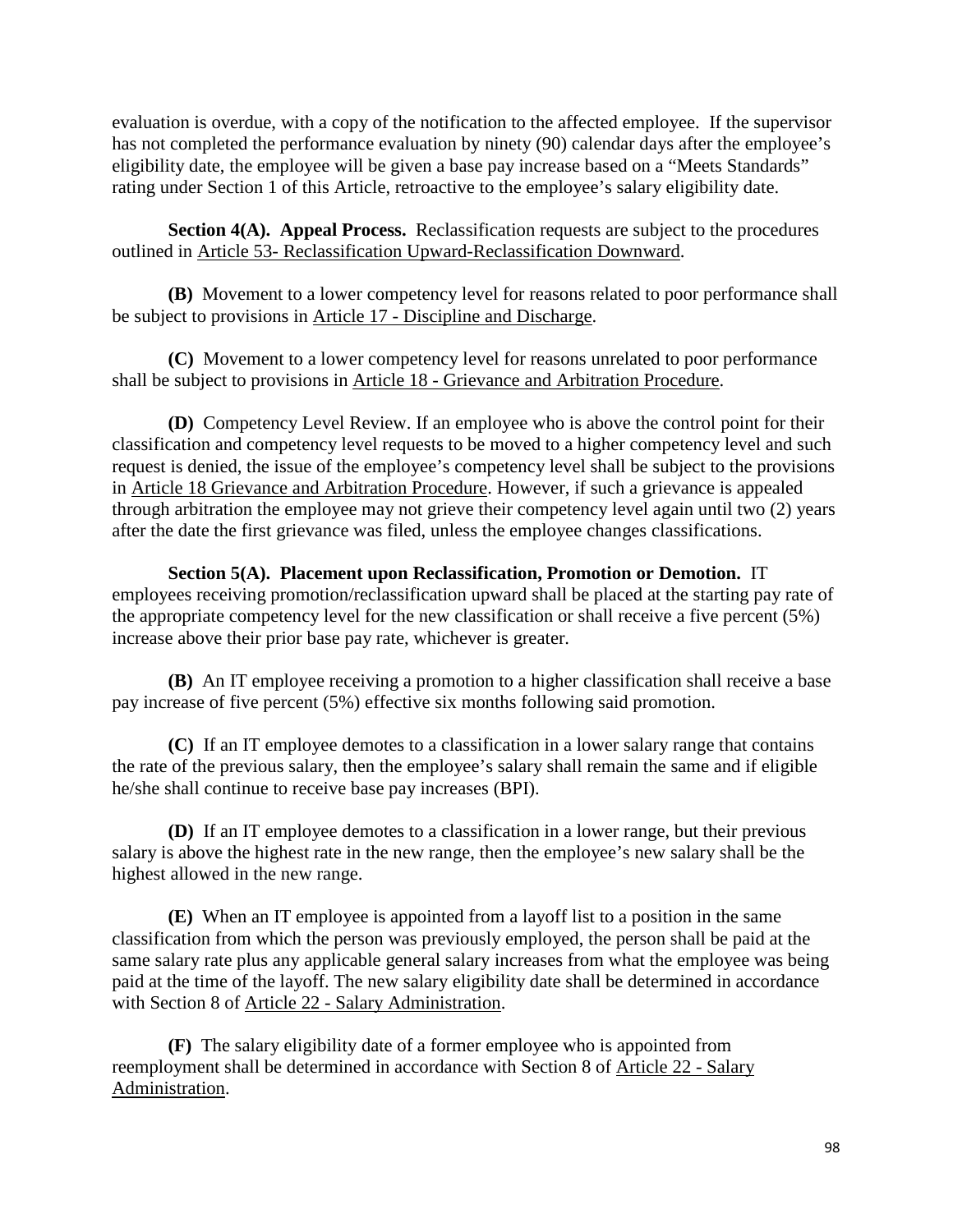evaluation is overdue, with a copy of the notification to the affected employee. If the supervisor has not completed the performance evaluation by ninety (90) calendar days after the employee's eligibility date, the employee will be given a base pay increase based on a "Meets Standards" rating under Section 1 of this Article, retroactive to the employee's salary eligibility date.

**Section 4(A). Appeal Process.** Reclassification requests are subject to the procedures outlined in Article 53- Reclassification Upward-Reclassification Downward.

**(B)** Movement to a lower competency level for reasons related to poor performance shall be subject to provisions in Article 17 - Discipline and Discharge.

**(C)** Movement to a lower competency level for reasons unrelated to poor performance shall be subject to provisions in Article 18 - Grievance and Arbitration Procedure.

**(D)** Competency Level Review. If an employee who is above the control point for their classification and competency level requests to be moved to a higher competency level and such request is denied, the issue of the employee's competency level shall be subject to the provisions in Article 18 Grievance and Arbitration Procedure. However, if such a grievance is appealed through arbitration the employee may not grieve their competency level again until two (2) years after the date the first grievance was filed, unless the employee changes classifications.

**Section 5(A). Placement upon Reclassification, Promotion or Demotion.** IT employees receiving promotion/reclassification upward shall be placed at the starting pay rate of the appropriate competency level for the new classification or shall receive a five percent (5%) increase above their prior base pay rate, whichever is greater.

**(B)** An IT employee receiving a promotion to a higher classification shall receive a base pay increase of five percent (5%) effective six months following said promotion.

**(C)** If an IT employee demotes to a classification in a lower salary range that contains the rate of the previous salary, then the employee's salary shall remain the same and if eligible he/she shall continue to receive base pay increases (BPI).

**(D)** If an IT employee demotes to a classification in a lower range, but their previous salary is above the highest rate in the new range, then the employee's new salary shall be the highest allowed in the new range.

**(E)** When an IT employee is appointed from a layoff list to a position in the same classification from which the person was previously employed, the person shall be paid at the same salary rate plus any applicable general salary increases from what the employee was being paid at the time of the layoff. The new salary eligibility date shall be determined in accordance with Section 8 of Article 22 - Salary Administration.

**(F)** The salary eligibility date of a former employee who is appointed from reemployment shall be determined in accordance with Section 8 of Article 22 - Salary Administration.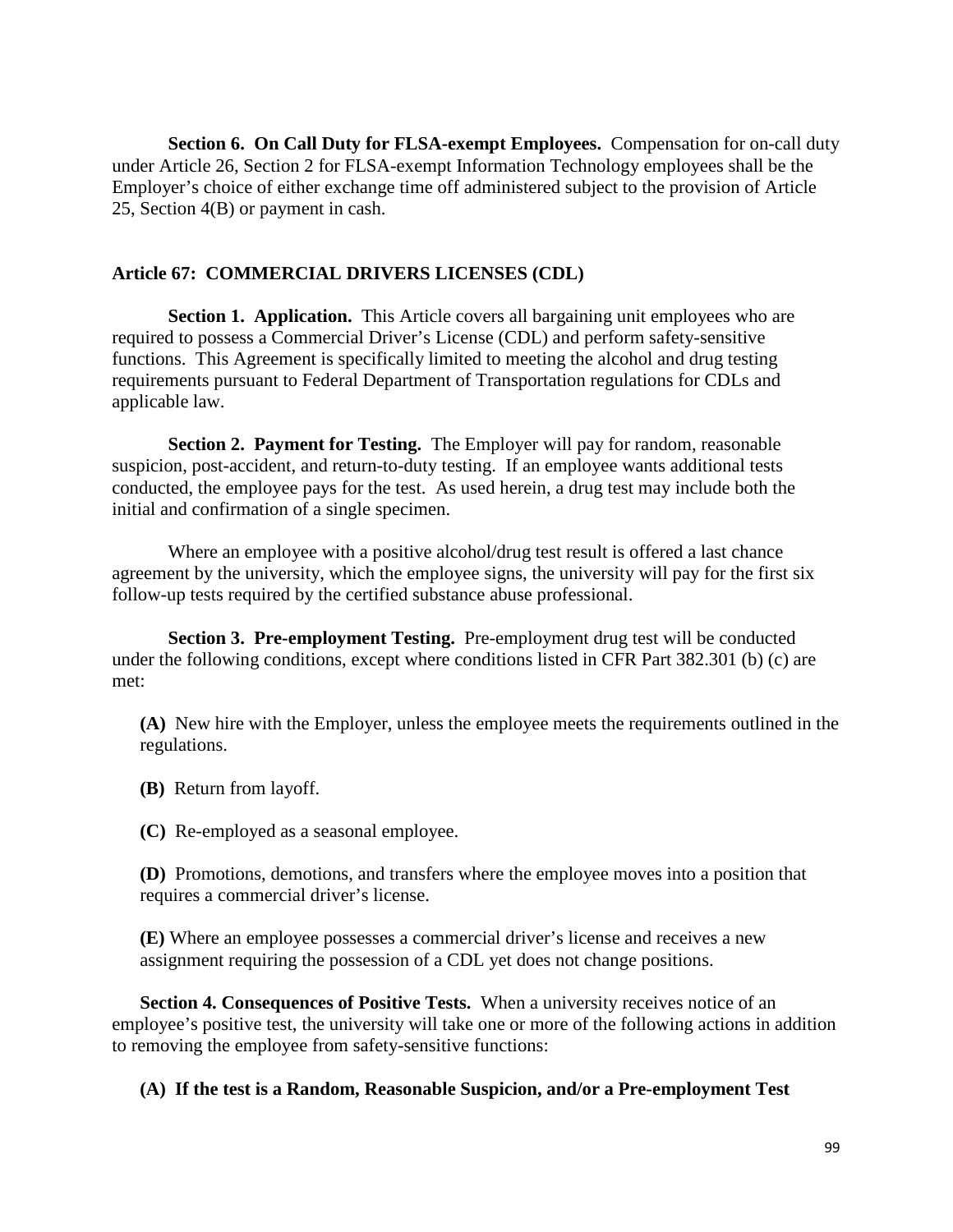**Section 6. On Call Duty for FLSA-exempt Employees.** Compensation for on-call duty under Article 26, Section 2 for FLSA-exempt Information Technology employees shall be the Employer's choice of either exchange time off administered subject to the provision of Article 25, Section 4(B) or payment in cash.

## Article 67: COMMERCIAL DRIVERS LICENSES (CDL)

**Section 1. Application.** This Article covers all bargaining unit employees who are required to possess a Commercial Driver's License (CDL) and perform safety-sensitive functions. This Agreement is specifically limited to meeting the alcohol and drug testing requirements pursuant to Federal Department of Transportation regulations for CDLs and applicable law.

**Section 2. Payment for Testing.** The Employer will pay for random, reasonable suspicion, post-accident, and return-to-duty testing. If an employee wants additional tests conducted, the employee pays for the test. As used herein, a drug test may include both the initial and confirmation of a single specimen.

Where an employee with a positive alcohol/drug test result is offered a last chance agreement by the university, which the employee signs, the university will pay for the first six follow-up tests required by the certified substance abuse professional.

**Section 3. Pre-employment Testing.** Pre-employment drug test will be conducted under the following conditions, except where conditions listed in CFR Part 382.301 (b) (c) are met:

**(A)** New hire with the Employer, unless the employee meets the requirements outlined in the regulations.

**(B)** Return from layoff.

**(C)** Re-employed as a seasonal employee.

**(D)** Promotions, demotions, and transfers where the employee moves into a position that requires a commercial driver's license.

**(E)** Where an employee possesses a commercial driver's license and receives a new assignment requiring the possession of a CDL yet does not change positions.

**Section 4. Consequences of Positive Tests.** When a university receives notice of an employee's positive test, the university will take one or more of the following actions in addition to removing the employee from safety-sensitive functions:

**(A) If the test is a Random, Reasonable Suspicion, and/or a Pre-employment Test**